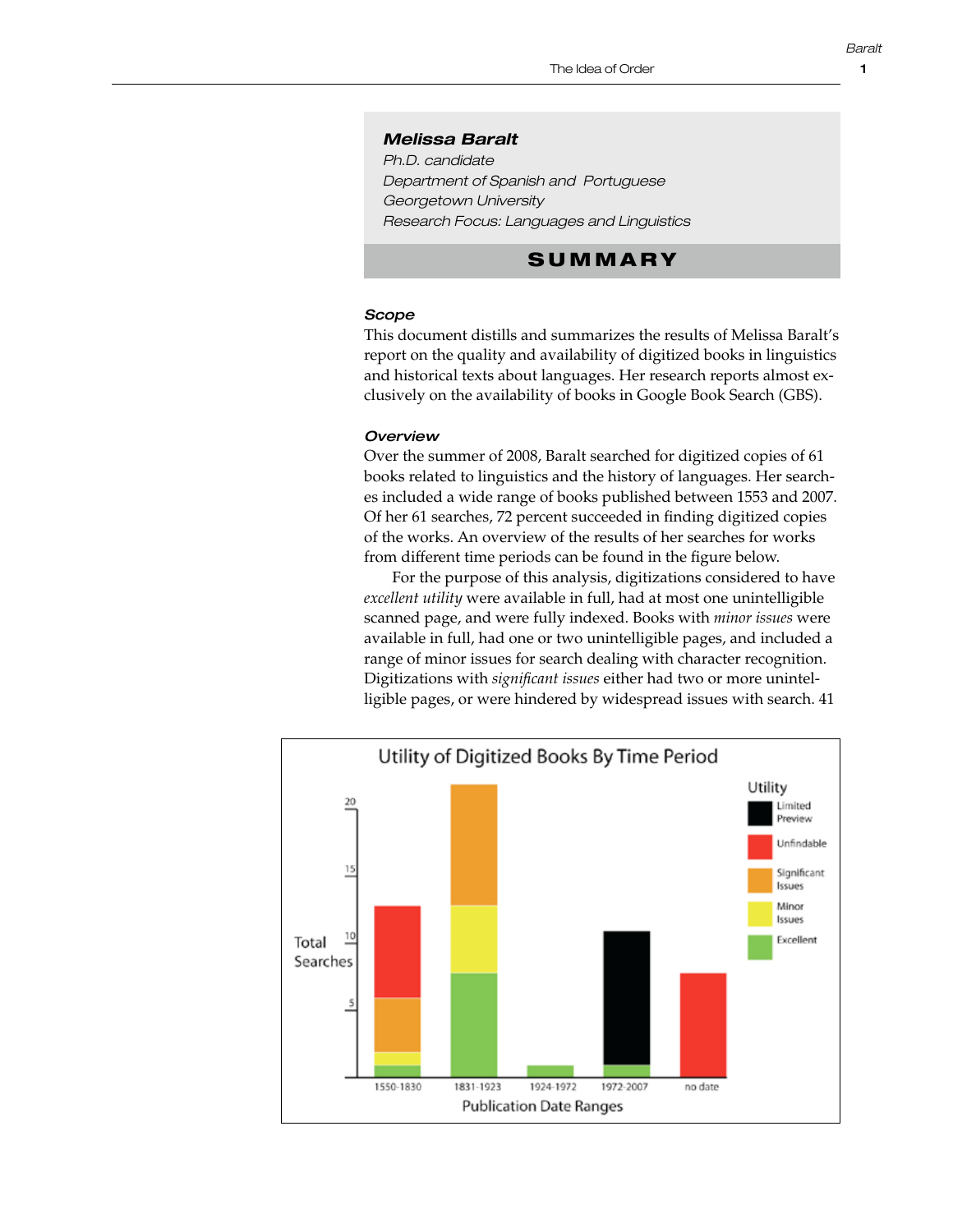**Melissa Baralt**
*Ph.D. candidate*
*Department of Spanish and Portuguese*
*Georgetown University*
*Research Focus: Languages and Linguistics*

## SUMMARY

### *Scope*

This document distills and summarizes the results of Melissa Baralt's report on the quality and availability of digitized books in linguistics and historical texts about languages. Her research reports almost exclusively on the availability of books in Google Book Search (GBS).

### *Overview*

Over the summer of 2008, Baralt searched for digitized copies of 61 books related to linguistics and the history of languages. Her searches included a wide range of books published between 1553 and 2007. Of her 61 searches, 72 percent succeeded in finding digitized copies of the works. An overview of the results of her searches for works from different time periods can be found in the figure below.

For the purpose of this analysis, digitizations considered to have *excellent utility* were available in full, had at most one unintelligible scanned page, and were fully indexed. Books with *minor issues* were available in full, had one or two unintelligible pages, and included a range of minor issues for search dealing with character recognition. Digitizations with *significant issues* either had two or more unintelligible pages, or were hindered by widespread issues with search. 41

**Utility of Digitized Books By Time Period**

| Publication Date Ranges | Excellent | Minor Issues | Significant Issues | Unfindable | Limited Preview |
|---|---|---|---|---|---|
| 1550-1830 | 1 | 1 | 4 | 7 | |
| 1831-1923 | 8 | 5 | 9 | | |
| 1924-1972 | 1 | | | | |
| 1972-2007 | 1 | | | | 10 |
| no date | | | | 8 | |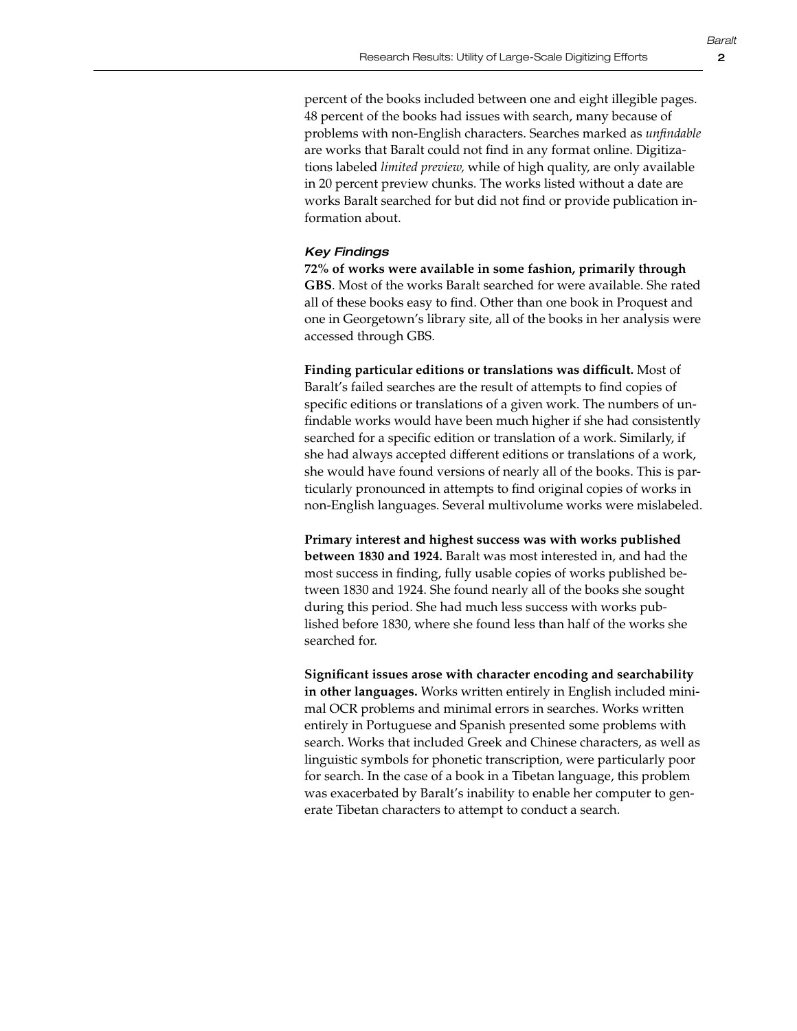percent of the books included between one and eight illegible pages. 48 percent of the books had issues with search, many because of problems with non-English characters. Searches marked as *unfindable* are works that Baralt could not find in any format online. Digitizations labeled *limited preview,* while of high quality, are only available in 20 percent preview chunks. The works listed without a date are works Baralt searched for but did not find or provide publication information about.

### *Key Findings*

**72% of works were available in some fashion, primarily through GBS**. Most of the works Baralt searched for were available. She rated all of these books easy to find. Other than one book in Proquest and one in Georgetown's library site, all of the books in her analysis were accessed through GBS.

**Finding particular editions or translations was difficult.** Most of Baralt's failed searches are the result of attempts to find copies of specific editions or translations of a given work. The numbers of unfindable works would have been much higher if she had consistently searched for a specific edition or translation of a work. Similarly, if she had always accepted different editions or translations of a work, she would have found versions of nearly all of the books. This is particularly pronounced in attempts to find original copies of works in non-English languages. Several multivolume works were mislabeled.

**Primary interest and highest success was with works published between 1830 and 1924.** Baralt was most interested in, and had the most success in finding, fully usable copies of works published between 1830 and 1924. She found nearly all of the books she sought during this period. She had much less success with works published before 1830, where she found less than half of the works she searched for.

**Significant issues arose with character encoding and searchability in other languages.** Works written entirely in English included minimal OCR problems and minimal errors in searches. Works written entirely in Portuguese and Spanish presented some problems with search. Works that included Greek and Chinese characters, as well as linguistic symbols for phonetic transcription, were particularly poor for search. In the case of a book in a Tibetan language, this problem was exacerbated by Baralt's inability to enable her computer to generate Tibetan characters to attempt to conduct a search.